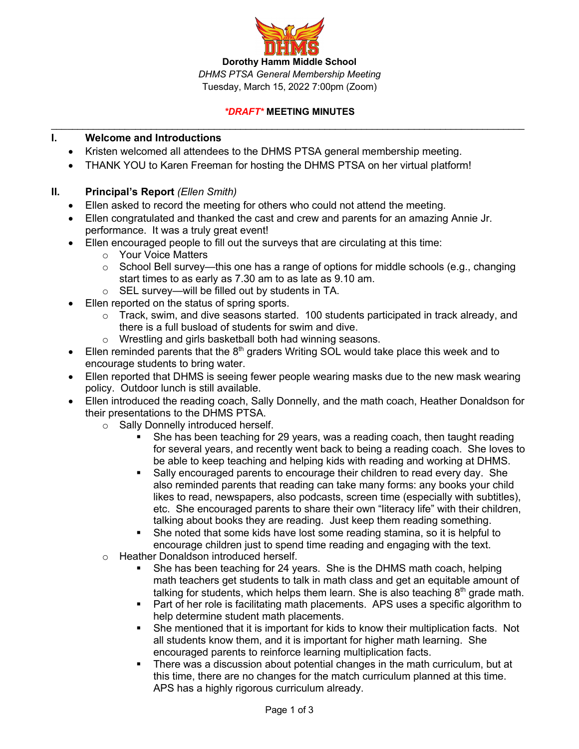**Dorothy Hamm Middle School**

*DHMS PTSA General Membership Meeting*

Tuesday, March 15, 2022 7:00pm (Zoom)

***DRAFT* MEETING MINUTES**

---

## I. Welcome and Introductions

- Kristen welcomed all attendees to the DHMS PTSA general membership meeting.
- THANK YOU to Karen Freeman for hosting the DHMS PTSA on her virtual platform!

## II. Principal's Report *(Ellen Smith)*

- Ellen asked to record the meeting for others who could not attend the meeting.
- Ellen congratulated and thanked the cast and crew and parents for an amazing Annie Jr. performance. It was a truly great event!
- Ellen encouraged people to fill out the surveys that are circulating at this time:
  - Your Voice Matters
  - School Bell survey—this one has a range of options for middle schools (e.g., changing start times to as early as 7.30 am to as late as 9.10 am.
  - SEL survey—will be filled out by students in TA.
- Ellen reported on the status of spring sports.
  - Track, swim, and dive seasons started. 100 students participated in track already, and there is a full busload of students for swim and dive.
  - Wrestling and girls basketball both had winning seasons.
- Ellen reminded parents that the 8th graders Writing SOL would take place this week and to encourage students to bring water.
- Ellen reported that DHMS is seeing fewer people wearing masks due to the new mask wearing policy. Outdoor lunch is still available.
- Ellen introduced the reading coach, Sally Donnelly, and the math coach, Heather Donaldson for their presentations to the DHMS PTSA.
  - Sally Donnelly introduced herself.
    - She has been teaching for 29 years, was a reading coach, then taught reading for several years, and recently went back to being a reading coach. She loves to be able to keep teaching and helping kids with reading and working at DHMS.
    - Sally encouraged parents to encourage their children to read every day. She also reminded parents that reading can take many forms: any books your child likes to read, newspapers, also podcasts, screen time (especially with subtitles), etc. She encouraged parents to share their own "literacy life" with their children, talking about books they are reading. Just keep them reading something.
    - She noted that some kids have lost some reading stamina, so it is helpful to encourage children just to spend time reading and engaging with the text.
  - Heather Donaldson introduced herself.
    - She has been teaching for 24 years. She is the DHMS math coach, helping math teachers get students to talk in math class and get an equitable amount of talking for students, which helps them learn. She is also teaching 8th grade math.
    - Part of her role is facilitating math placements. APS uses a specific algorithm to help determine student math placements.
    - She mentioned that it is important for kids to know their multiplication facts. Not all students know them, and it is important for higher math learning. She encouraged parents to reinforce learning multiplication facts.
    - There was a discussion about potential changes in the math curriculum, but at this time, there are no changes for the match curriculum planned at this time. APS has a highly rigorous curriculum already.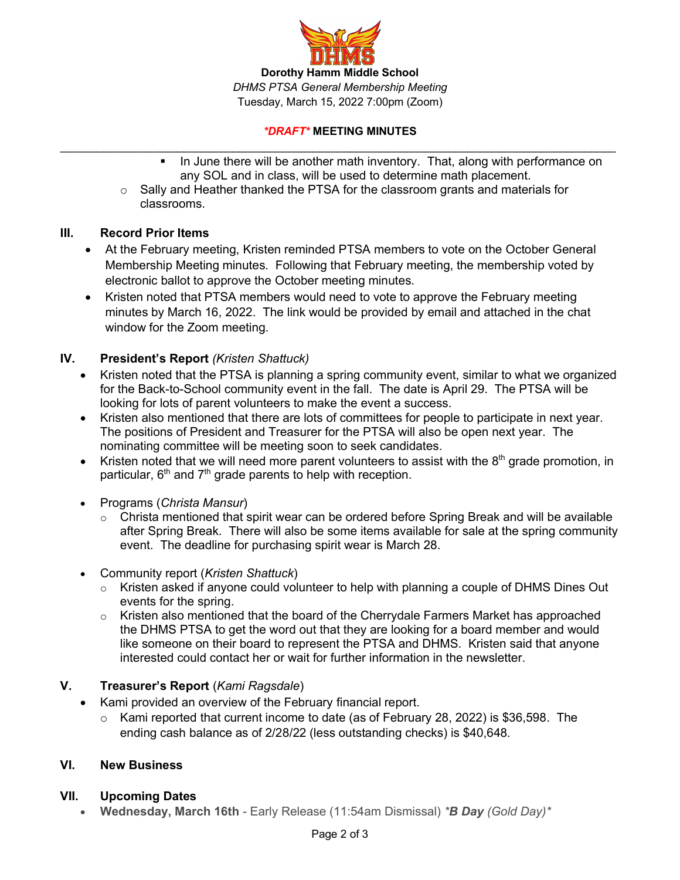**Dorothy Hamm Middle School**

*DHMS PTSA General Membership Meeting*

Tuesday, March 15, 2022 7:00pm (Zoom)

***DRAFT*** **MEETING MINUTES**

---

- In June there will be another math inventory. That, along with performance on any SOL and in class, will be used to determine math placement.
- Sally and Heather thanked the PTSA for the classroom grants and materials for classrooms.

## III. Record Prior Items

- At the February meeting, Kristen reminded PTSA members to vote on the October General Membership Meeting minutes. Following that February meeting, the membership voted by electronic ballot to approve the October meeting minutes.
- Kristen noted that PTSA members would need to vote to approve the February meeting minutes by March 16, 2022. The link would be provided by email and attached in the chat window for the Zoom meeting.

## IV. President's Report *(Kristen Shattuck)*

- Kristen noted that the PTSA is planning a spring community event, similar to what we organized for the Back-to-School community event in the fall. The date is April 29. The PTSA will be looking for lots of parent volunteers to make the event a success.
- Kristen also mentioned that there are lots of committees for people to participate in next year. The positions of President and Treasurer for the PTSA will also be open next year. The nominating committee will be meeting soon to seek candidates.
- Kristen noted that we will need more parent volunteers to assist with the 8th grade promotion, in particular, 6th and 7th grade parents to help with reception.
- Programs (*Christa Mansur*)
  - Christa mentioned that spirit wear can be ordered before Spring Break and will be available after Spring Break. There will also be some items available for sale at the spring community event. The deadline for purchasing spirit wear is March 28.
- Community report (*Kristen Shattuck*)
  - Kristen asked if anyone could volunteer to help with planning a couple of DHMS Dines Out events for the spring.
  - Kristen also mentioned that the board of the Cherrydale Farmers Market has approached the DHMS PTSA to get the word out that they are looking for a board member and would like someone on their board to represent the PTSA and DHMS. Kristen said that anyone interested could contact her or wait for further information in the newsletter.

## V. Treasurer's Report (*Kami Ragsdale*)

- Kami provided an overview of the February financial report.
  - Kami reported that current income to date (as of February 28, 2022) is $36,598. The ending cash balance as of 2/28/22 (less outstanding checks) is $40,648.

## VI. New Business

## VII. Upcoming Dates

- **Wednesday, March 16th** - Early Release (11:54am Dismissal) ****B Day** *(Gold Day)**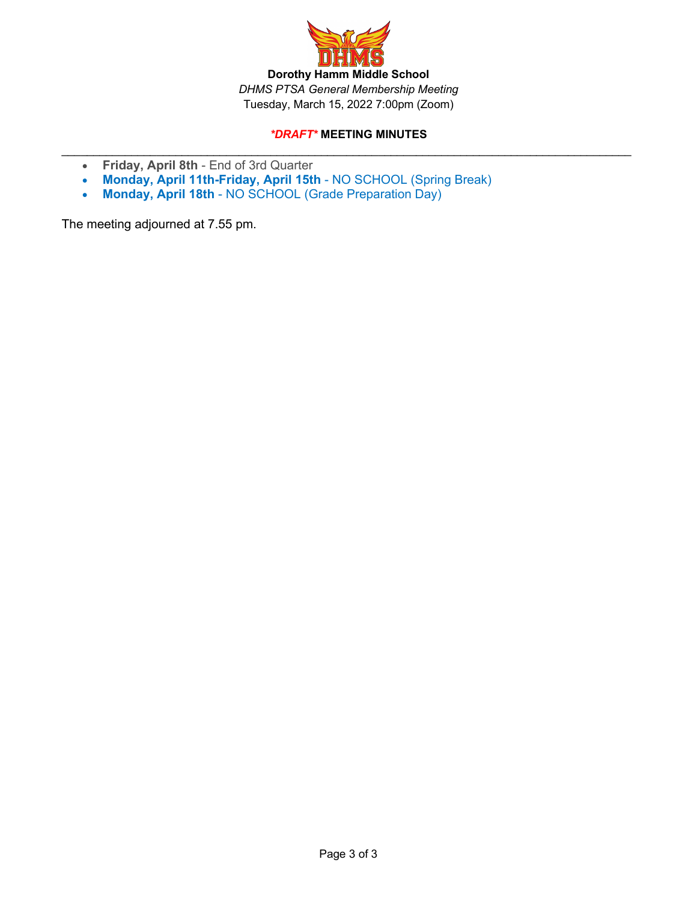**Dorothy Hamm Middle School**

*DHMS PTSA General Membership Meeting*

Tuesday, March 15, 2022 7:00pm (Zoom)

***DRAFT*** **MEETING MINUTES**

- **Friday, April 8th** - End of 3rd Quarter
- **Monday, April 11th-Friday, April 15th** - NO SCHOOL (Spring Break)
- **Monday, April 18th** - NO SCHOOL (Grade Preparation Day)

The meeting adjourned at 7.55 pm.